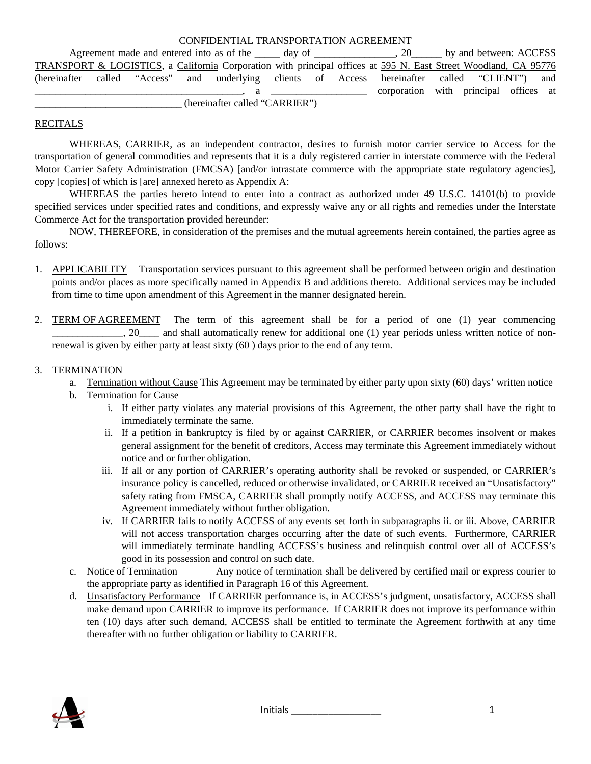CONFIDENTIAL TRANSPORTATION AGREEMENT

Agreement made and entered into as of the _____ day of ________________, 20______ by and between: ACCESS TRANSPORT & LOGISTICS, a California Corporation with principal offices at 595 N. East Street Woodland, CA 95776 (hereinafter called "Access" and underlying clients of Access hereinafter called "CLIENT") and __________________________________________, a ___________________ corporation with principal offices at _____________________________ (hereinafter called "CARRIER")

RECITALS

WHEREAS, CARRIER, as an independent contractor, desires to furnish motor carrier service to Access for the transportation of general commodities and represents that it is a duly registered carrier in interstate commerce with the Federal Motor Carrier Safety Administration (FMCSA) [and/or intrastate commerce with the appropriate state regulatory agencies], copy [copies] of which is [are] annexed hereto as Appendix A:

WHEREAS the parties hereto intend to enter into a contract as authorized under 49 U.S.C. 14101(b) to provide specified services under specified rates and conditions, and expressly waive any or all rights and remedies under the Interstate Commerce Act for the transportation provided hereunder:

NOW, THEREFORE, in consideration of the premises and the mutual agreements herein contained, the parties agree as follows:

1. APPLICABILITY Transportation services pursuant to this agreement shall be performed between origin and destination points and/or places as more specifically named in Appendix B and additions thereto. Additional services may be included from time to time upon amendment of this Agreement in the manner designated herein.

2. TERM OF AGREEMENT The term of this agreement shall be for a period of one (1) year commencing ______________, 20____ and shall automatically renew for additional one (1) year periods unless written notice of non-renewal is given by either party at least sixty (60 ) days prior to the end of any term.

3. TERMINATION
   a. Termination without Cause This Agreement may be terminated by either party upon sixty (60) days' written notice
   b. Termination for Cause
      i. If either party violates any material provisions of this Agreement, the other party shall have the right to immediately terminate the same.
      ii. If a petition in bankruptcy is filed by or against CARRIER, or CARRIER becomes insolvent or makes general assignment for the benefit of creditors, Access may terminate this Agreement immediately without notice and or further obligation.
      iii. If all or any portion of CARRIER's operating authority shall be revoked or suspended, or CARRIER's insurance policy is cancelled, reduced or otherwise invalidated, or CARRIER received an "Unsatisfactory" safety rating from FMSCA, CARRIER shall promptly notify ACCESS, and ACCESS may terminate this Agreement immediately without further obligation.
      iv. If CARRIER fails to notify ACCESS of any events set forth in subparagraphs ii. or iii. Above, CARRIER will not access transportation charges occurring after the date of such events. Furthermore, CARRIER will immediately terminate handling ACCESS's business and relinquish control over all of ACCESS's good in its possession and control on such date.
   c. Notice of Termination Any notice of termination shall be delivered by certified mail or express courier to the appropriate party as identified in Paragraph 16 of this Agreement.
   d. Unsatisfactory Performance If CARRIER performance is, in ACCESS's judgment, unsatisfactory, ACCESS shall make demand upon CARRIER to improve its performance. If CARRIER does not improve its performance within ten (10) days after such demand, ACCESS shall be entitled to terminate the Agreement forthwith at any time thereafter with no further obligation or liability to CARRIER.

Initials _________________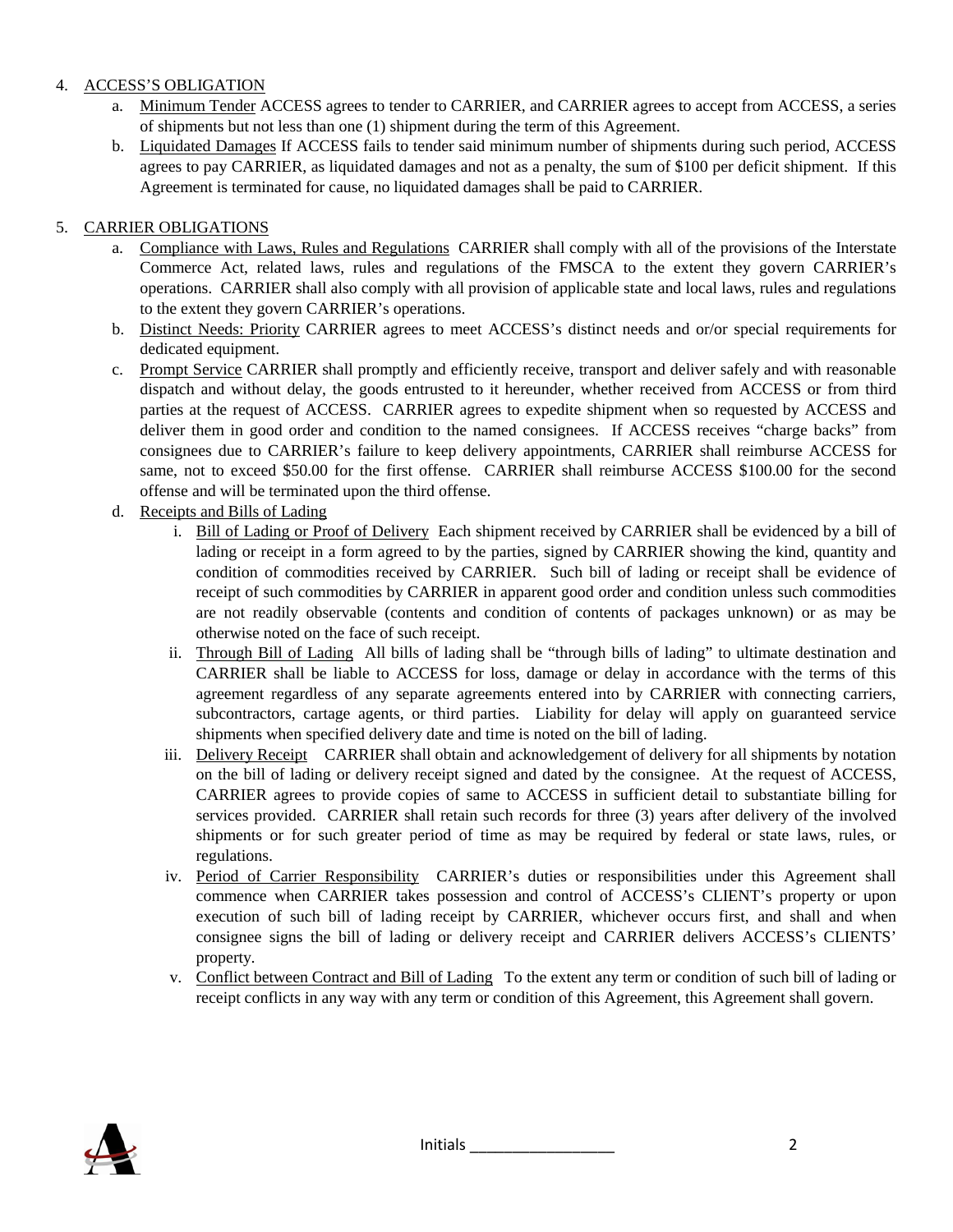4. ACCESS'S OBLIGATION
   a. Minimum Tender ACCESS agrees to tender to CARRIER, and CARRIER agrees to accept from ACCESS, a series of shipments but not less than one (1) shipment during the term of this Agreement.
   b. Liquidated Damages If ACCESS fails to tender said minimum number of shipments during such period, ACCESS agrees to pay CARRIER, as liquidated damages and not as a penalty, the sum of $100 per deficit shipment. If this Agreement is terminated for cause, no liquidated damages shall be paid to CARRIER.

5. CARRIER OBLIGATIONS
   a. Compliance with Laws, Rules and Regulations CARRIER shall comply with all of the provisions of the Interstate Commerce Act, related laws, rules and regulations of the FMSCA to the extent they govern CARRIER's operations. CARRIER shall also comply with all provision of applicable state and local laws, rules and regulations to the extent they govern CARRIER's operations.
   b. Distinct Needs: Priority CARRIER agrees to meet ACCESS's distinct needs and or/or special requirements for dedicated equipment.
   c. Prompt Service CARRIER shall promptly and efficiently receive, transport and deliver safely and with reasonable dispatch and without delay, the goods entrusted to it hereunder, whether received from ACCESS or from third parties at the request of ACCESS. CARRIER agrees to expedite shipment when so requested by ACCESS and deliver them in good order and condition to the named consignees. If ACCESS receives "charge backs" from consignees due to CARRIER's failure to keep delivery appointments, CARRIER shall reimburse ACCESS for same, not to exceed $50.00 for the first offense. CARRIER shall reimburse ACCESS $100.00 for the second offense and will be terminated upon the third offense.
   d. Receipts and Bills of Lading
      i. Bill of Lading or Proof of Delivery Each shipment received by CARRIER shall be evidenced by a bill of lading or receipt in a form agreed to by the parties, signed by CARRIER showing the kind, quantity and condition of commodities received by CARRIER. Such bill of lading or receipt shall be evidence of receipt of such commodities by CARRIER in apparent good order and condition unless such commodities are not readily observable (contents and condition of contents of packages unknown) or as may be otherwise noted on the face of such receipt.
      ii. Through Bill of Lading All bills of lading shall be "through bills of lading" to ultimate destination and CARRIER shall be liable to ACCESS for loss, damage or delay in accordance with the terms of this agreement regardless of any separate agreements entered into by CARRIER with connecting carriers, subcontractors, cartage agents, or third parties. Liability for delay will apply on guaranteed service shipments when specified delivery date and time is noted on the bill of lading.
      iii. Delivery Receipt CARRIER shall obtain and acknowledgement of delivery for all shipments by notation on the bill of lading or delivery receipt signed and dated by the consignee. At the request of ACCESS, CARRIER agrees to provide copies of same to ACCESS in sufficient detail to substantiate billing for services provided. CARRIER shall retain such records for three (3) years after delivery of the involved shipments or for such greater period of time as may be required by federal or state laws, rules, or regulations.
      iv. Period of Carrier Responsibility CARRIER's duties or responsibilities under this Agreement shall commence when CARRIER takes possession and control of ACCESS's CLIENT's property or upon execution of such bill of lading receipt by CARRIER, whichever occurs first, and shall and when consignee signs the bill of lading or delivery receipt and CARRIER delivers ACCESS's CLIENTS' property.
      v. Conflict between Contract and Bill of Lading To the extent any term or condition of such bill of lading or receipt conflicts in any way with any term or condition of this Agreement, this Agreement shall govern.

Initials ________________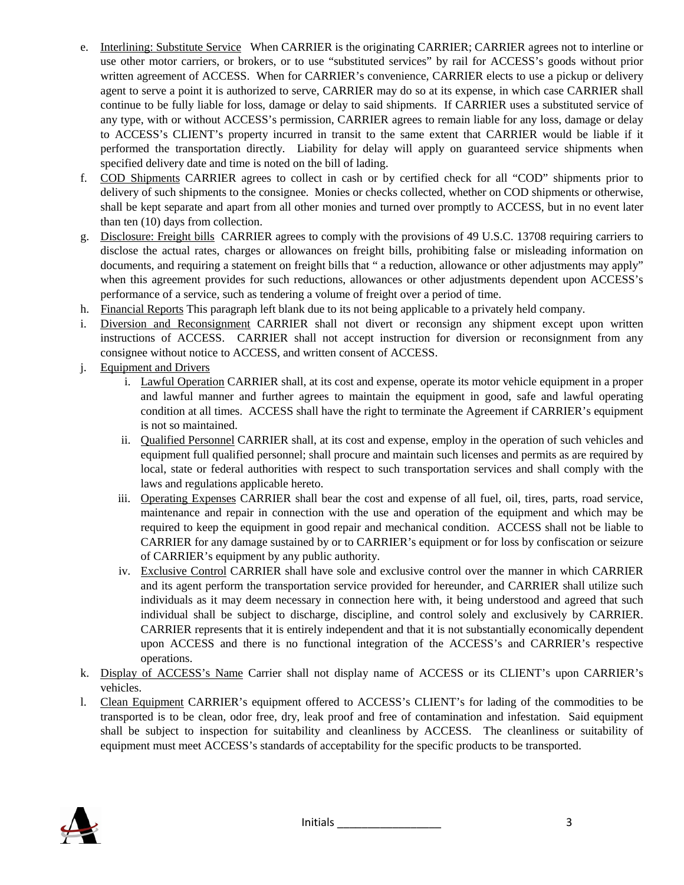e. Interlining: Substitute Service When CARRIER is the originating CARRIER; CARRIER agrees not to interline or use other motor carriers, or brokers, or to use "substituted services" by rail for ACCESS's goods without prior written agreement of ACCESS. When for CARRIER's convenience, CARRIER elects to use a pickup or delivery agent to serve a point it is authorized to serve, CARRIER may do so at its expense, in which case CARRIER shall continue to be fully liable for loss, damage or delay to said shipments. If CARRIER uses a substituted service of any type, with or without ACCESS's permission, CARRIER agrees to remain liable for any loss, damage or delay to ACCESS's CLIENT's property incurred in transit to the same extent that CARRIER would be liable if it performed the transportation directly. Liability for delay will apply on guaranteed service shipments when specified delivery date and time is noted on the bill of lading.

f. COD Shipments CARRIER agrees to collect in cash or by certified check for all "COD" shipments prior to delivery of such shipments to the consignee. Monies or checks collected, whether on COD shipments or otherwise, shall be kept separate and apart from all other monies and turned over promptly to ACCESS, but in no event later than ten (10) days from collection.

g. Disclosure: Freight bills CARRIER agrees to comply with the provisions of 49 U.S.C. 13708 requiring carriers to disclose the actual rates, charges or allowances on freight bills, prohibiting false or misleading information on documents, and requiring a statement on freight bills that " a reduction, allowance or other adjustments may apply" when this agreement provides for such reductions, allowances or other adjustments dependent upon ACCESS's performance of a service, such as tendering a volume of freight over a period of time.

h. Financial Reports This paragraph left blank due to its not being applicable to a privately held company.

i. Diversion and Reconsignment CARRIER shall not divert or reconsign any shipment except upon written instructions of ACCESS. CARRIER shall not accept instruction for diversion or reconsignment from any consignee without notice to ACCESS, and written consent of ACCESS.

j. Equipment and Drivers

   i. Lawful Operation CARRIER shall, at its cost and expense, operate its motor vehicle equipment in a proper and lawful manner and further agrees to maintain the equipment in good, safe and lawful operating condition at all times. ACCESS shall have the right to terminate the Agreement if CARRIER's equipment is not so maintained.

   ii. Qualified Personnel CARRIER shall, at its cost and expense, employ in the operation of such vehicles and equipment full qualified personnel; shall procure and maintain such licenses and permits as are required by local, state or federal authorities with respect to such transportation services and shall comply with the laws and regulations applicable hereto.

   iii. Operating Expenses CARRIER shall bear the cost and expense of all fuel, oil, tires, parts, road service, maintenance and repair in connection with the use and operation of the equipment and which may be required to keep the equipment in good repair and mechanical condition. ACCESS shall not be liable to CARRIER for any damage sustained by or to CARRIER's equipment or for loss by confiscation or seizure of CARRIER's equipment by any public authority.

   iv. Exclusive Control CARRIER shall have sole and exclusive control over the manner in which CARRIER and its agent perform the transportation service provided for hereunder, and CARRIER shall utilize such individuals as it may deem necessary in connection here with, it being understood and agreed that such individual shall be subject to discharge, discipline, and control solely and exclusively by CARRIER. CARRIER represents that it is entirely independent and that it is not substantially economically dependent upon ACCESS and there is no functional integration of the ACCESS's and CARRIER's respective operations.

k. Display of ACCESS's Name Carrier shall not display name of ACCESS or its CLIENT's upon CARRIER's vehicles.

l. Clean Equipment CARRIER's equipment offered to ACCESS's CLIENT's for lading of the commodities to be transported is to be clean, odor free, dry, leak proof and free of contamination and infestation. Said equipment shall be subject to inspection for suitability and cleanliness by ACCESS. The cleanliness or suitability of equipment must meet ACCESS's standards of acceptability for the specific products to be transported.

Initials ________________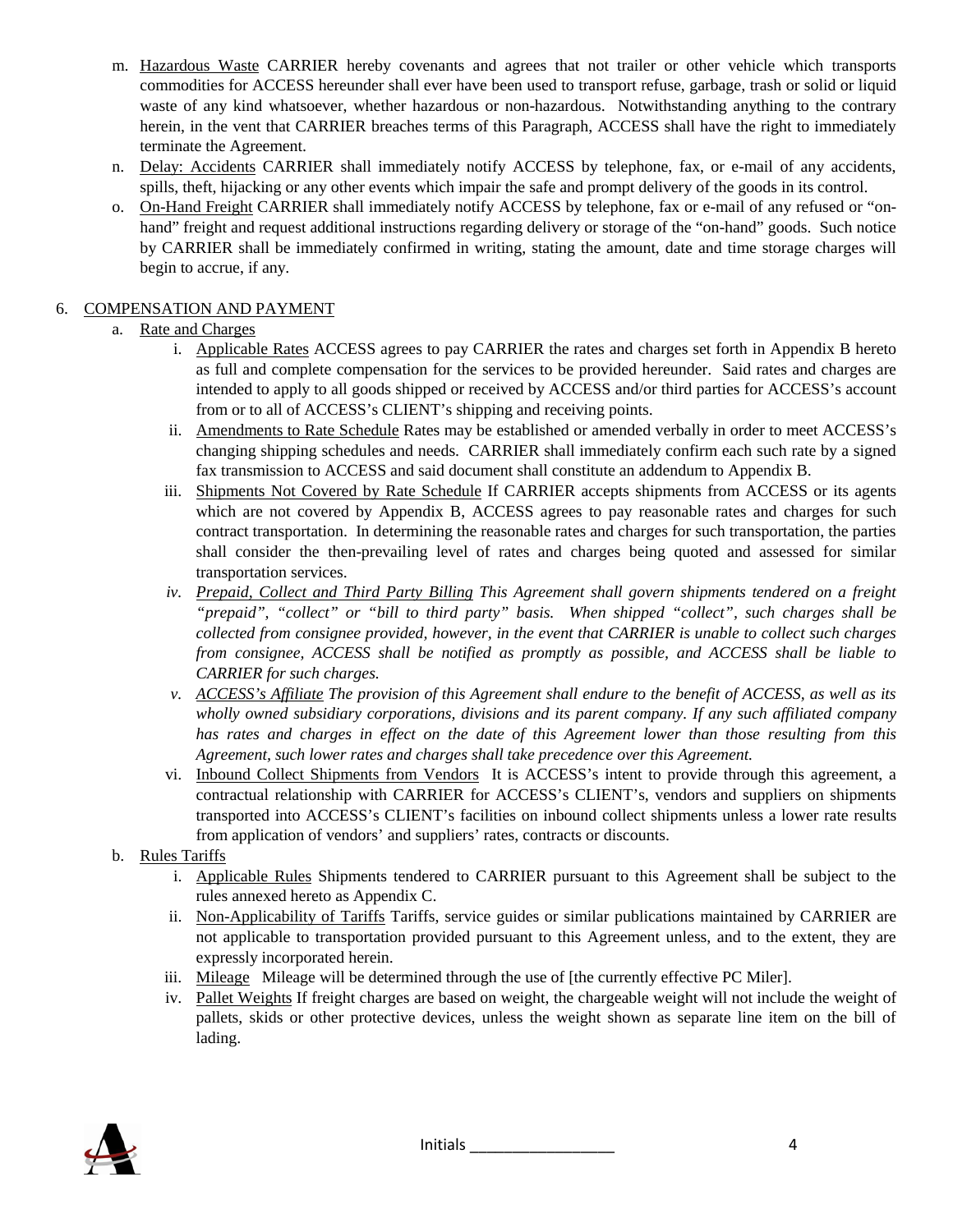m. <u>Hazardous Waste</u> CARRIER hereby covenants and agrees that not trailer or other vehicle which transports commodities for ACCESS hereunder shall ever have been used to transport refuse, garbage, trash or solid or liquid waste of any kind whatsoever, whether hazardous or non-hazardous. Notwithstanding anything to the contrary herein, in the vent that CARRIER breaches terms of this Paragraph, ACCESS shall have the right to immediately terminate the Agreement.

n. <u>Delay: Accidents</u> CARRIER shall immediately notify ACCESS by telephone, fax, or e-mail of any accidents, spills, theft, hijacking or any other events which impair the safe and prompt delivery of the goods in its control.

o. <u>On-Hand Freight</u> CARRIER shall immediately notify ACCESS by telephone, fax or e-mail of any refused or "on-hand" freight and request additional instructions regarding delivery or storage of the "on-hand" goods. Such notice by CARRIER shall be immediately confirmed in writing, stating the amount, date and time storage charges will begin to accrue, if any.

6. <u>COMPENSATION AND PAYMENT</u>

   a. <u>Rate and Charges</u>

      i. <u>Applicable Rates</u> ACCESS agrees to pay CARRIER the rates and charges set forth in Appendix B hereto as full and complete compensation for the services to be provided hereunder. Said rates and charges are intended to apply to all goods shipped or received by ACCESS and/or third parties for ACCESS's account from or to all of ACCESS's CLIENT's shipping and receiving points.

      ii. <u>Amendments to Rate Schedule</u> Rates may be established or amended verbally in order to meet ACCESS's changing shipping schedules and needs. CARRIER shall immediately confirm each such rate by a signed fax transmission to ACCESS and said document shall constitute an addendum to Appendix B.

      iii. <u>Shipments Not Covered by Rate Schedule</u> If CARRIER accepts shipments from ACCESS or its agents which are not covered by Appendix B, ACCESS agrees to pay reasonable rates and charges for such contract transportation. In determining the reasonable rates and charges for such transportation, the parties shall consider the then-prevailing level of rates and charges being quoted and assessed for similar transportation services.

      iv. *<u>Prepaid, Collect and Third Party Billing</u> This Agreement shall govern shipments tendered on a freight "prepaid", "collect" or "bill to third party" basis. When shipped "collect", such charges shall be collected from consignee provided, however, in the event that CARRIER is unable to collect such charges from consignee, ACCESS shall be notified as promptly as possible, and ACCESS shall be liable to CARRIER for such charges.*

      v. *<u>ACCESS's Affiliate</u> The provision of this Agreement shall endure to the benefit of ACCESS, as well as its wholly owned subsidiary corporations, divisions and its parent company. If any such affiliated company has rates and charges in effect on the date of this Agreement lower than those resulting from this Agreement, such lower rates and charges shall take precedence over this Agreement.*

      vi. <u>Inbound Collect Shipments from Vendors</u> It is ACCESS's intent to provide through this agreement, a contractual relationship with CARRIER for ACCESS's CLIENT's, vendors and suppliers on shipments transported into ACCESS's CLIENT's facilities on inbound collect shipments unless a lower rate results from application of vendors' and suppliers' rates, contracts or discounts.

   b. <u>Rules Tariffs</u>

      i. <u>Applicable Rules</u> Shipments tendered to CARRIER pursuant to this Agreement shall be subject to the rules annexed hereto as Appendix C.

      ii. <u>Non-Applicability of Tariffs</u> Tariffs, service guides or similar publications maintained by CARRIER are not applicable to transportation provided pursuant to this Agreement unless, and to the extent, they are expressly incorporated herein.

      iii. <u>Mileage</u> Mileage will be determined through the use of [the currently effective PC Miler].

      iv. <u>Pallet Weights</u> If freight charges are based on weight, the chargeable weight will not include the weight of pallets, skids or other protective devices, unless the weight shown as separate line item on the bill of lading.

Initials _________________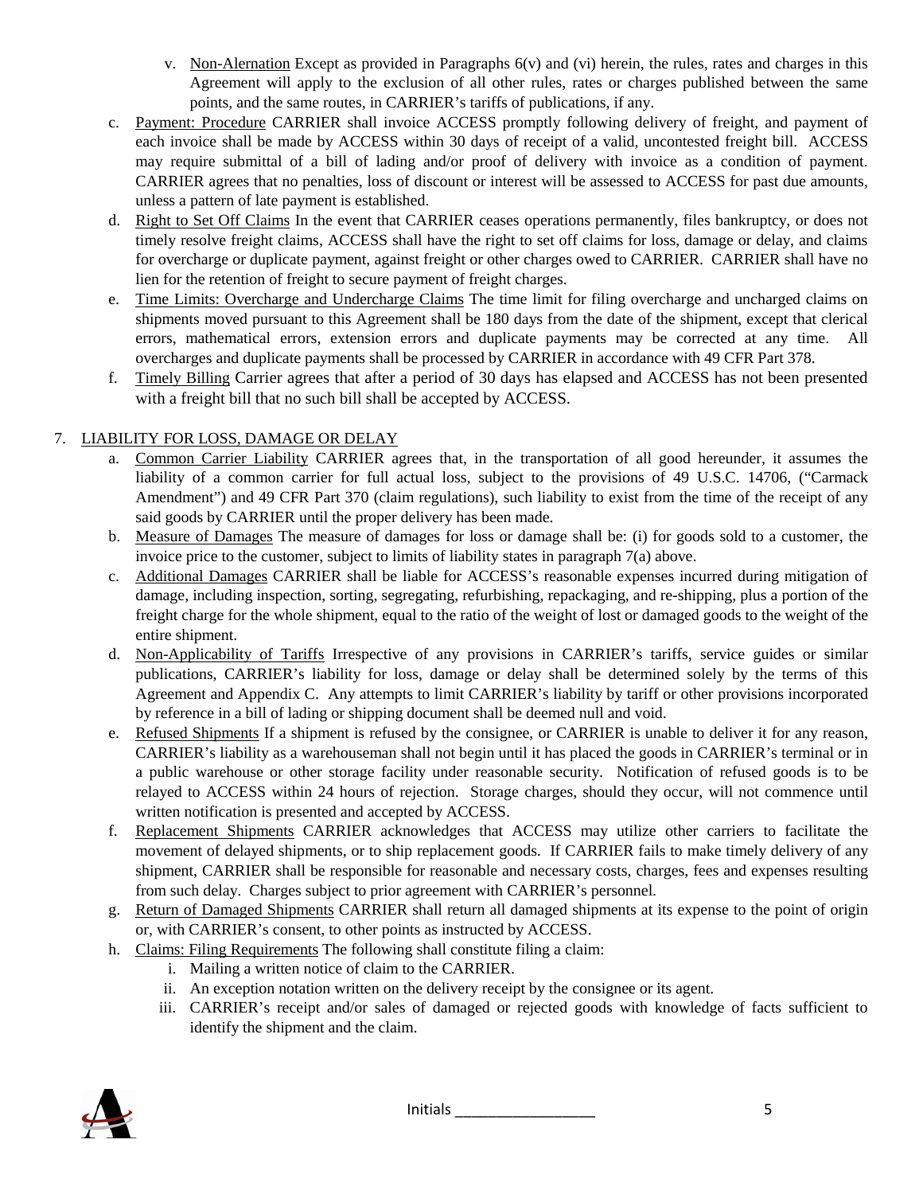v. Non-Alernation Except as provided in Paragraphs 6(v) and (vi) herein, the rules, rates and charges in this Agreement will apply to the exclusion of all other rules, rates or charges published between the same points, and the same routes, in CARRIER's tariffs of publications, if any.

c. Payment: Procedure CARRIER shall invoice ACCESS promptly following delivery of freight, and payment of each invoice shall be made by ACCESS within 30 days of receipt of a valid, uncontested freight bill. ACCESS may require submittal of a bill of lading and/or proof of delivery with invoice as a condition of payment. CARRIER agrees that no penalties, loss of discount or interest will be assessed to ACCESS for past due amounts, unless a pattern of late payment is established.

d. Right to Set Off Claims In the event that CARRIER ceases operations permanently, files bankruptcy, or does not timely resolve freight claims, ACCESS shall have the right to set off claims for loss, damage or delay, and claims for overcharge or duplicate payment, against freight or other charges owed to CARRIER. CARRIER shall have no lien for the retention of freight to secure payment of freight charges.

e. Time Limits: Overcharge and Undercharge Claims The time limit for filing overcharge and uncharged claims on shipments moved pursuant to this Agreement shall be 180 days from the date of the shipment, except that clerical errors, mathematical errors, extension errors and duplicate payments may be corrected at any time. All overcharges and duplicate payments shall be processed by CARRIER in accordance with 49 CFR Part 378.

f. Timely Billing Carrier agrees that after a period of 30 days has elapsed and ACCESS has not been presented with a freight bill that no such bill shall be accepted by ACCESS.

7. LIABILITY FOR LOSS, DAMAGE OR DELAY

a. Common Carrier Liability CARRIER agrees that, in the transportation of all good hereunder, it assumes the liability of a common carrier for full actual loss, subject to the provisions of 49 U.S.C. 14706, ("Carmack Amendment") and 49 CFR Part 370 (claim regulations), such liability to exist from the time of the receipt of any said goods by CARRIER until the proper delivery has been made.

b. Measure of Damages The measure of damages for loss or damage shall be: (i) for goods sold to a customer, the invoice price to the customer, subject to limits of liability states in paragraph 7(a) above.

c. Additional Damages CARRIER shall be liable for ACCESS's reasonable expenses incurred during mitigation of damage, including inspection, sorting, segregating, refurbishing, repackaging, and re-shipping, plus a portion of the freight charge for the whole shipment, equal to the ratio of the weight of lost or damaged goods to the weight of the entire shipment.

d. Non-Applicability of Tariffs Irrespective of any provisions in CARRIER's tariffs, service guides or similar publications, CARRIER's liability for loss, damage or delay shall be determined solely by the terms of this Agreement and Appendix C. Any attempts to limit CARRIER's liability by tariff or other provisions incorporated by reference in a bill of lading or shipping document shall be deemed null and void.

e. Refused Shipments If a shipment is refused by the consignee, or CARRIER is unable to deliver it for any reason, CARRIER's liability as a warehouseman shall not begin until it has placed the goods in CARRIER's terminal or in a public warehouse or other storage facility under reasonable security. Notification of refused goods is to be relayed to ACCESS within 24 hours of rejection. Storage charges, should they occur, will not commence until written notification is presented and accepted by ACCESS.

f. Replacement Shipments CARRIER acknowledges that ACCESS may utilize other carriers to facilitate the movement of delayed shipments, or to ship replacement goods. If CARRIER fails to make timely delivery of any shipment, CARRIER shall be responsible for reasonable and necessary costs, charges, fees and expenses resulting from such delay. Charges subject to prior agreement with CARRIER's personnel.

g. Return of Damaged Shipments CARRIER shall return all damaged shipments at its expense to the point of origin or, with CARRIER's consent, to other points as instructed by ACCESS.

h. Claims: Filing Requirements The following shall constitute filing a claim:

   i. Mailing a written notice of claim to the CARRIER.
   ii. An exception notation written on the delivery receipt by the consignee or its agent.
   iii. CARRIER's receipt and/or sales of damaged or rejected goods with knowledge of facts sufficient to identify the shipment and the claim.

Initials _________________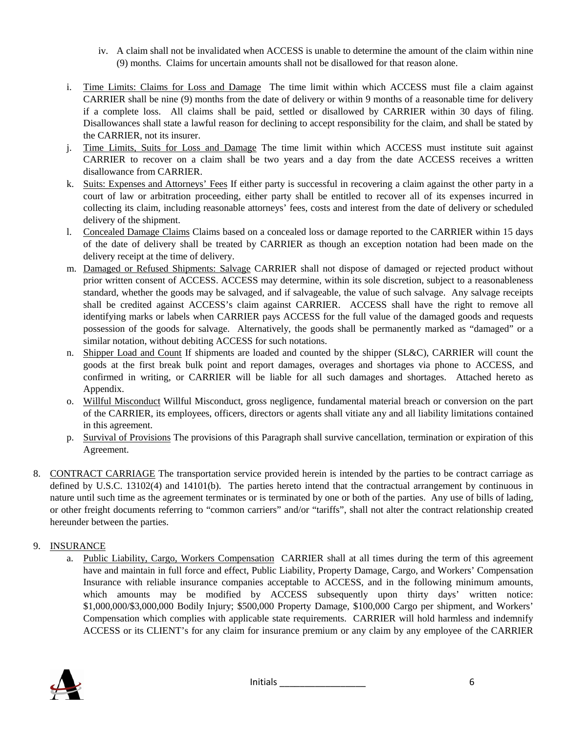iv. A claim shall not be invalidated when ACCESS is unable to determine the amount of the claim within nine (9) months. Claims for uncertain amounts shall not be disallowed for that reason alone.

i. Time Limits: Claims for Loss and Damage The time limit within which ACCESS must file a claim against CARRIER shall be nine (9) months from the date of delivery or within 9 months of a reasonable time for delivery if a complete loss. All claims shall be paid, settled or disallowed by CARRIER within 30 days of filing. Disallowances shall state a lawful reason for declining to accept responsibility for the claim, and shall be stated by the CARRIER, not its insurer.

j. Time Limits, Suits for Loss and Damage The time limit within which ACCESS must institute suit against CARRIER to recover on a claim shall be two years and a day from the date ACCESS receives a written disallowance from CARRIER.

k. Suits: Expenses and Attorneys' Fees If either party is successful in recovering a claim against the other party in a court of law or arbitration proceeding, either party shall be entitled to recover all of its expenses incurred in collecting its claim, including reasonable attorneys' fees, costs and interest from the date of delivery or scheduled delivery of the shipment.

l. Concealed Damage Claims Claims based on a concealed loss or damage reported to the CARRIER within 15 days of the date of delivery shall be treated by CARRIER as though an exception notation had been made on the delivery receipt at the time of delivery.

m. Damaged or Refused Shipments: Salvage CARRIER shall not dispose of damaged or rejected product without prior written consent of ACCESS. ACCESS may determine, within its sole discretion, subject to a reasonableness standard, whether the goods may be salvaged, and if salvageable, the value of such salvage. Any salvage receipts shall be credited against ACCESS's claim against CARRIER. ACCESS shall have the right to remove all identifying marks or labels when CARRIER pays ACCESS for the full value of the damaged goods and requests possession of the goods for salvage. Alternatively, the goods shall be permanently marked as "damaged" or a similar notation, without debiting ACCESS for such notations.

n. Shipper Load and Count If shipments are loaded and counted by the shipper (SL&C), CARRIER will count the goods at the first break bulk point and report damages, overages and shortages via phone to ACCESS, and confirmed in writing, or CARRIER will be liable for all such damages and shortages. Attached hereto as Appendix.

o. Willful Misconduct Willful Misconduct, gross negligence, fundamental material breach or conversion on the part of the CARRIER, its employees, officers, directors or agents shall vitiate any and all liability limitations contained in this agreement.

p. Survival of Provisions The provisions of this Paragraph shall survive cancellation, termination or expiration of this Agreement.

8. CONTRACT CARRIAGE The transportation service provided herein is intended by the parties to be contract carriage as defined by U.S.C. 13102(4) and 14101(b). The parties hereto intend that the contractual arrangement by continuous in nature until such time as the agreement terminates or is terminated by one or both of the parties. Any use of bills of lading, or other freight documents referring to "common carriers" and/or "tariffs", shall not alter the contract relationship created hereunder between the parties.

9. INSURANCE

a. Public Liability, Cargo, Workers Compensation CARRIER shall at all times during the term of this agreement have and maintain in full force and effect, Public Liability, Property Damage, Cargo, and Workers' Compensation Insurance with reliable insurance companies acceptable to ACCESS, and in the following minimum amounts, which amounts may be modified by ACCESS subsequently upon thirty days' written notice: $1,000,000/$3,000,000 Bodily Injury; $500,000 Property Damage, $100,000 Cargo per shipment, and Workers' Compensation which complies with applicable state requirements. CARRIER will hold harmless and indemnify ACCESS or its CLIENT's for any claim for insurance premium or any claim by any employee of the CARRIER

Initials \_\_\_\_\_\_\_\_\_\_\_\_\_\_\_\_\_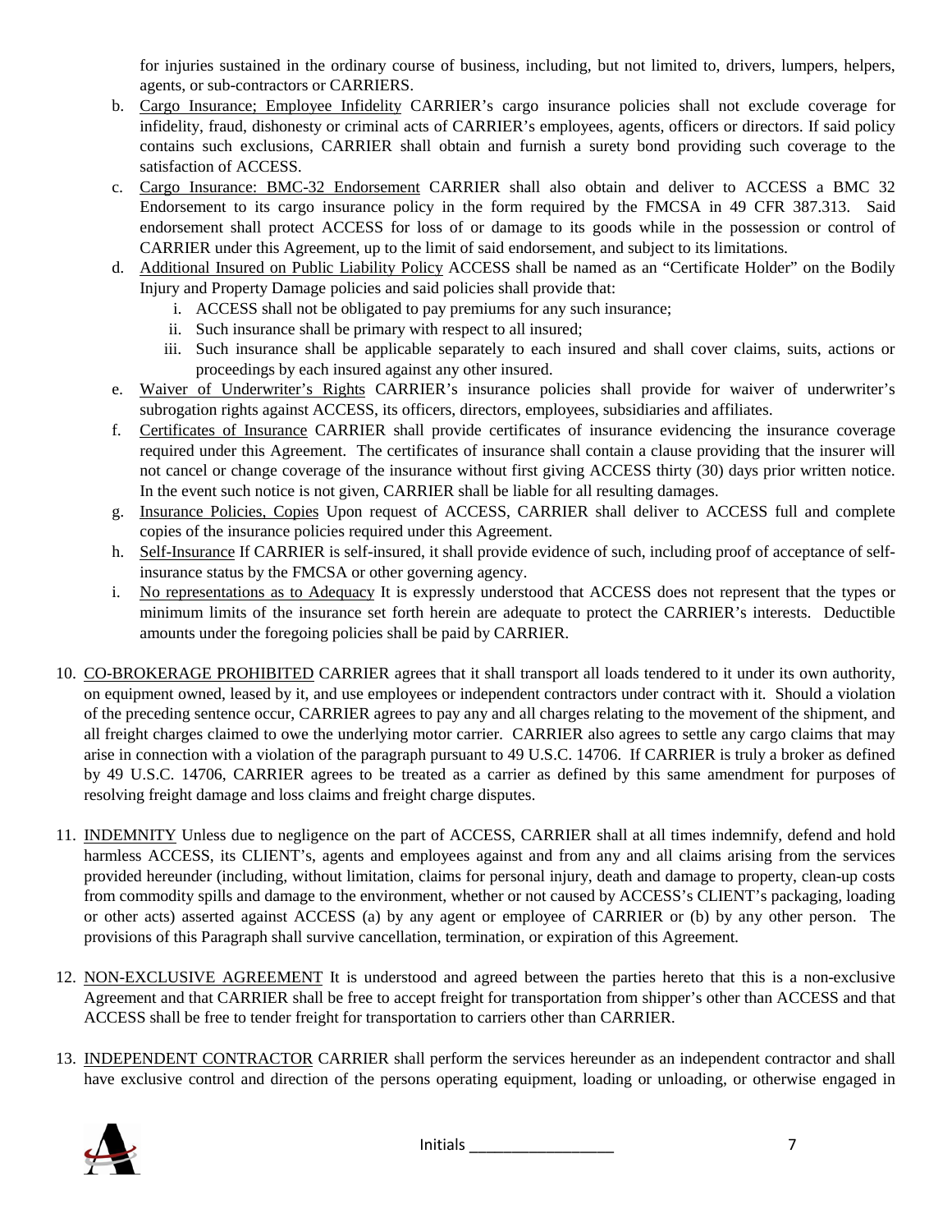for injuries sustained in the ordinary course of business, including, but not limited to, drivers, lumpers, helpers, agents, or sub-contractors or CARRIERS.

b. Cargo Insurance; Employee Infidelity CARRIER's cargo insurance policies shall not exclude coverage for infidelity, fraud, dishonesty or criminal acts of CARRIER's employees, agents, officers or directors. If said policy contains such exclusions, CARRIER shall obtain and furnish a surety bond providing such coverage to the satisfaction of ACCESS.

c. Cargo Insurance: BMC-32 Endorsement CARRIER shall also obtain and deliver to ACCESS a BMC 32 Endorsement to its cargo insurance policy in the form required by the FMCSA in 49 CFR 387.313. Said endorsement shall protect ACCESS for loss of or damage to its goods while in the possession or control of CARRIER under this Agreement, up to the limit of said endorsement, and subject to its limitations.

d. Additional Insured on Public Liability Policy ACCESS shall be named as an "Certificate Holder" on the Bodily Injury and Property Damage policies and said policies shall provide that:
   i. ACCESS shall not be obligated to pay premiums for any such insurance;
   ii. Such insurance shall be primary with respect to all insured;
   iii. Such insurance shall be applicable separately to each insured and shall cover claims, suits, actions or proceedings by each insured against any other insured.

e. Waiver of Underwriter's Rights CARRIER's insurance policies shall provide for waiver of underwriter's subrogation rights against ACCESS, its officers, directors, employees, subsidiaries and affiliates.

f. Certificates of Insurance CARRIER shall provide certificates of insurance evidencing the insurance coverage required under this Agreement. The certificates of insurance shall contain a clause providing that the insurer will not cancel or change coverage of the insurance without first giving ACCESS thirty (30) days prior written notice. In the event such notice is not given, CARRIER shall be liable for all resulting damages.

g. Insurance Policies, Copies Upon request of ACCESS, CARRIER shall deliver to ACCESS full and complete copies of the insurance policies required under this Agreement.

h. Self-Insurance If CARRIER is self-insured, it shall provide evidence of such, including proof of acceptance of self-insurance status by the FMCSA or other governing agency.

i. No representations as to Adequacy It is expressly understood that ACCESS does not represent that the types or minimum limits of the insurance set forth herein are adequate to protect the CARRIER's interests. Deductible amounts under the foregoing policies shall be paid by CARRIER.

10. CO-BROKERAGE PROHIBITED CARRIER agrees that it shall transport all loads tendered to it under its own authority, on equipment owned, leased by it, and use employees or independent contractors under contract with it. Should a violation of the preceding sentence occur, CARRIER agrees to pay any and all charges relating to the movement of the shipment, and all freight charges claimed to owe the underlying motor carrier. CARRIER also agrees to settle any cargo claims that may arise in connection with a violation of the paragraph pursuant to 49 U.S.C. 14706. If CARRIER is truly a broker as defined by 49 U.S.C. 14706, CARRIER agrees to be treated as a carrier as defined by this same amendment for purposes of resolving freight damage and loss claims and freight charge disputes.

11. INDEMNITY Unless due to negligence on the part of ACCESS, CARRIER shall at all times indemnify, defend and hold harmless ACCESS, its CLIENT's, agents and employees against and from any and all claims arising from the services provided hereunder (including, without limitation, claims for personal injury, death and damage to property, clean-up costs from commodity spills and damage to the environment, whether or not caused by ACCESS's CLIENT's packaging, loading or other acts) asserted against ACCESS (a) by any agent or employee of CARRIER or (b) by any other person. The provisions of this Paragraph shall survive cancellation, termination, or expiration of this Agreement.

12. NON-EXCLUSIVE AGREEMENT It is understood and agreed between the parties hereto that this is a non-exclusive Agreement and that CARRIER shall be free to accept freight for transportation from shipper's other than ACCESS and that ACCESS shall be free to tender freight for transportation to carriers other than CARRIER.

13. INDEPENDENT CONTRACTOR CARRIER shall perform the services hereunder as an independent contractor and shall have exclusive control and direction of the persons operating equipment, loading or unloading, or otherwise engaged in

Initials _______________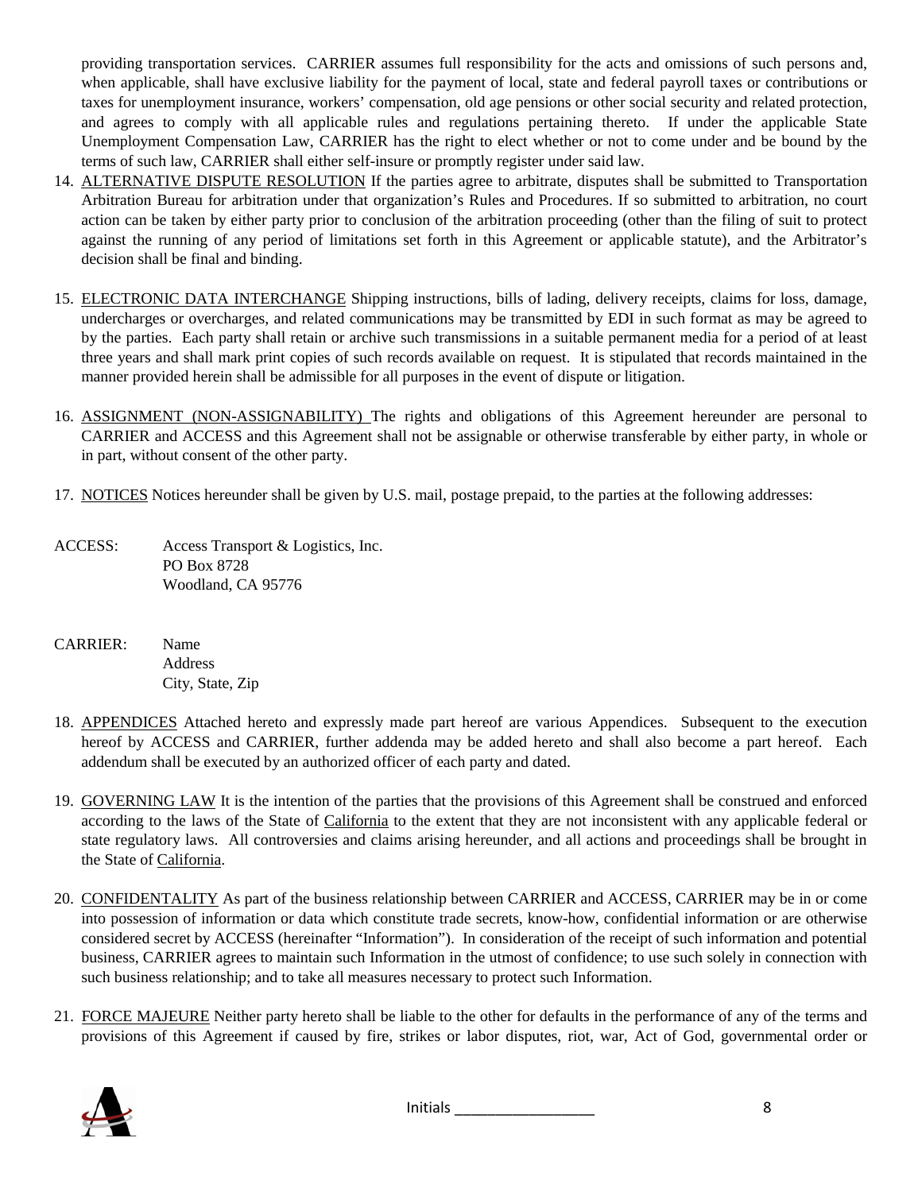providing transportation services. CARRIER assumes full responsibility for the acts and omissions of such persons and, when applicable, shall have exclusive liability for the payment of local, state and federal payroll taxes or contributions or taxes for unemployment insurance, workers' compensation, old age pensions or other social security and related protection, and agrees to comply with all applicable rules and regulations pertaining thereto. If under the applicable State Unemployment Compensation Law, CARRIER has the right to elect whether or not to come under and be bound by the terms of such law, CARRIER shall either self-insure or promptly register under said law.

14. ALTERNATIVE DISPUTE RESOLUTION If the parties agree to arbitrate, disputes shall be submitted to Transportation Arbitration Bureau for arbitration under that organization's Rules and Procedures. If so submitted to arbitration, no court action can be taken by either party prior to conclusion of the arbitration proceeding (other than the filing of suit to protect against the running of any period of limitations set forth in this Agreement or applicable statute), and the Arbitrator's decision shall be final and binding.

15. ELECTRONIC DATA INTERCHANGE Shipping instructions, bills of lading, delivery receipts, claims for loss, damage, undercharges or overcharges, and related communications may be transmitted by EDI in such format as may be agreed to by the parties. Each party shall retain or archive such transmissions in a suitable permanent media for a period of at least three years and shall mark print copies of such records available on request. It is stipulated that records maintained in the manner provided herein shall be admissible for all purposes in the event of dispute or litigation.

16. ASSIGNMENT (NON-ASSIGNABILITY) The rights and obligations of this Agreement hereunder are personal to CARRIER and ACCESS and this Agreement shall not be assignable or otherwise transferable by either party, in whole or in part, without consent of the other party.

17. NOTICES Notices hereunder shall be given by U.S. mail, postage prepaid, to the parties at the following addresses:

ACCESS: Access Transport & Logistics, Inc.
PO Box 8728
Woodland, CA 95776

CARRIER: Name
Address
City, State, Zip

18. APPENDICES Attached hereto and expressly made part hereof are various Appendices. Subsequent to the execution hereof by ACCESS and CARRIER, further addenda may be added hereto and shall also become a part hereof. Each addendum shall be executed by an authorized officer of each party and dated.

19. GOVERNING LAW It is the intention of the parties that the provisions of this Agreement shall be construed and enforced according to the laws of the State of California to the extent that they are not inconsistent with any applicable federal or state regulatory laws. All controversies and claims arising hereunder, and all actions and proceedings shall be brought in the State of California.

20. CONFIDENTALITY As part of the business relationship between CARRIER and ACCESS, CARRIER may be in or come into possession of information or data which constitute trade secrets, know-how, confidential information or are otherwise considered secret by ACCESS (hereinafter "Information"). In consideration of the receipt of such information and potential business, CARRIER agrees to maintain such Information in the utmost of confidence; to use such solely in connection with such business relationship; and to take all measures necessary to protect such Information.

21. FORCE MAJEURE Neither party hereto shall be liable to the other for defaults in the performance of any of the terms and provisions of this Agreement if caused by fire, strikes or labor disputes, riot, war, Act of God, governmental order or

Initials ________________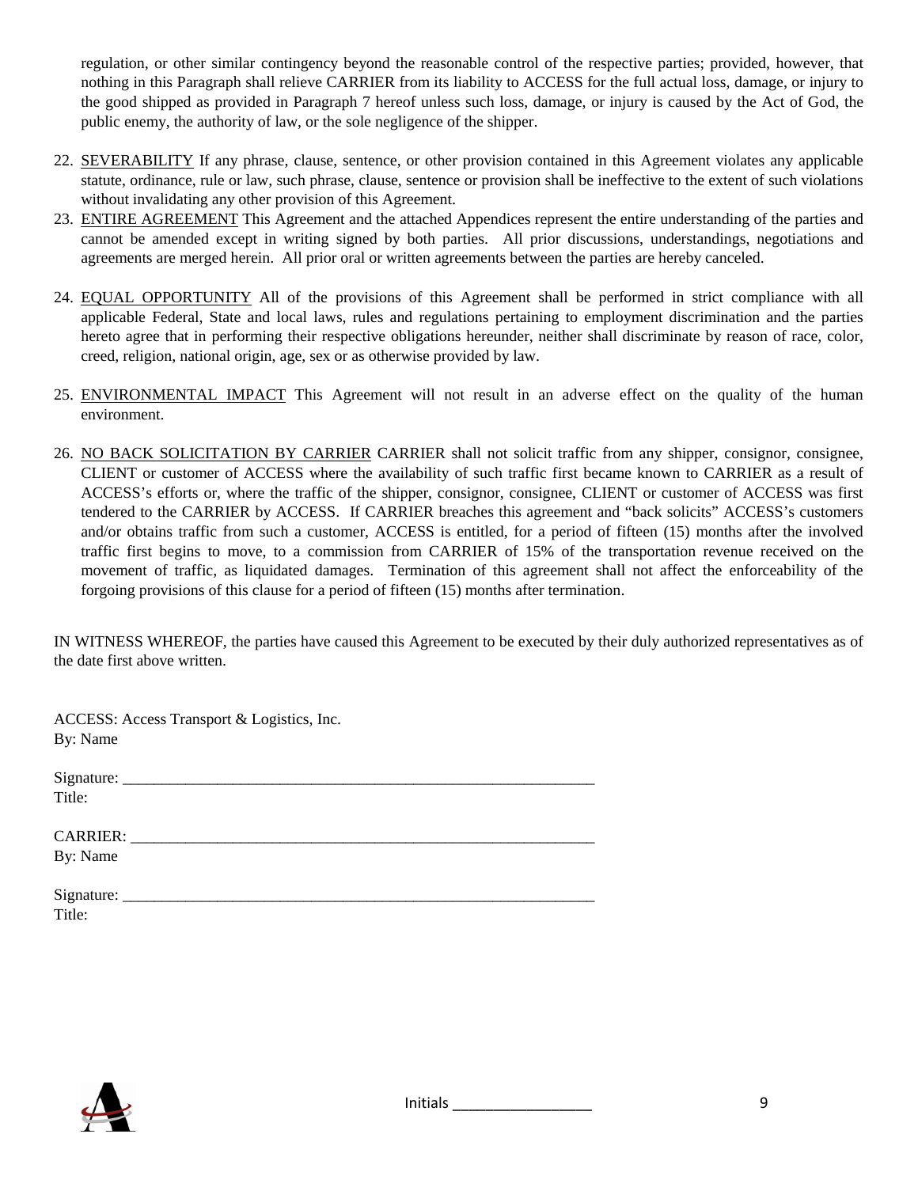regulation, or other similar contingency beyond the reasonable control of the respective parties; provided, however, that nothing in this Paragraph shall relieve CARRIER from its liability to ACCESS for the full actual loss, damage, or injury to the good shipped as provided in Paragraph 7 hereof unless such loss, damage, or injury is caused by the Act of God, the public enemy, the authority of law, or the sole negligence of the shipper.

22. SEVERABILITY If any phrase, clause, sentence, or other provision contained in this Agreement violates any applicable statute, ordinance, rule or law, such phrase, clause, sentence or provision shall be ineffective to the extent of such violations without invalidating any other provision of this Agreement.
23. ENTIRE AGREEMENT This Agreement and the attached Appendices represent the entire understanding of the parties and cannot be amended except in writing signed by both parties. All prior discussions, understandings, negotiations and agreements are merged herein. All prior oral or written agreements between the parties are hereby canceled.
24. EQUAL OPPORTUNITY All of the provisions of this Agreement shall be performed in strict compliance with all applicable Federal, State and local laws, rules and regulations pertaining to employment discrimination and the parties hereto agree that in performing their respective obligations hereunder, neither shall discriminate by reason of race, color, creed, religion, national origin, age, sex or as otherwise provided by law.
25. ENVIRONMENTAL IMPACT This Agreement will not result in an adverse effect on the quality of the human environment.
26. NO BACK SOLICITATION BY CARRIER CARRIER shall not solicit traffic from any shipper, consignor, consignee, CLIENT or customer of ACCESS where the availability of such traffic first became known to CARRIER as a result of ACCESS's efforts or, where the traffic of the shipper, consignor, consignee, CLIENT or customer of ACCESS was first tendered to the CARRIER by ACCESS. If CARRIER breaches this agreement and "back solicits" ACCESS's customers and/or obtains traffic from such a customer, ACCESS is entitled, for a period of fifteen (15) months after the involved traffic first begins to move, to a commission from CARRIER of 15% of the transportation revenue received on the movement of traffic, as liquidated damages. Termination of this agreement shall not affect the enforceability of the forgoing provisions of this clause for a period of fifteen (15) months after termination.

IN WITNESS WHEREOF, the parties have caused this Agreement to be executed by their duly authorized representatives as of the date first above written.

ACCESS: Access Transport & Logistics, Inc.
By: Name

Signature: ______________________________________________________________
Title:

CARRIER: ______________________________________________________________
By: Name

Signature: ______________________________________________________________
Title:

Initials ________________